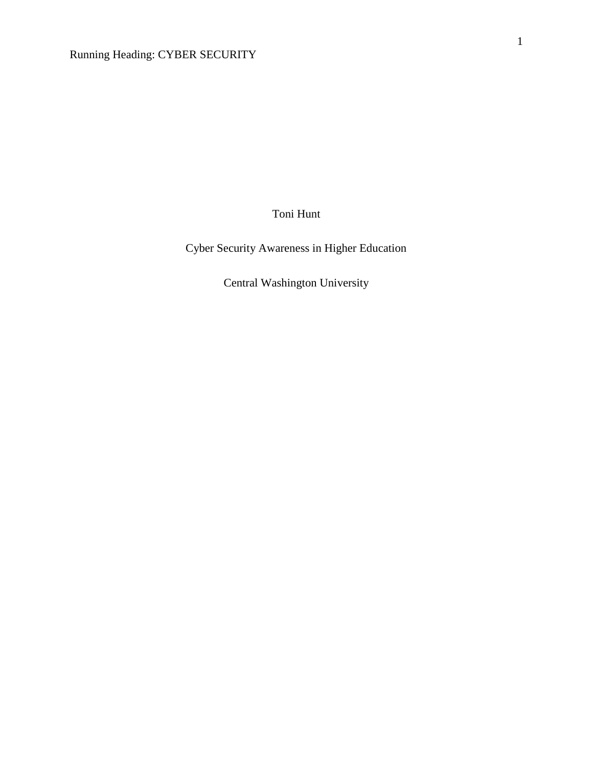Toni Hunt

Cyber Security Awareness in Higher Education

Central Washington University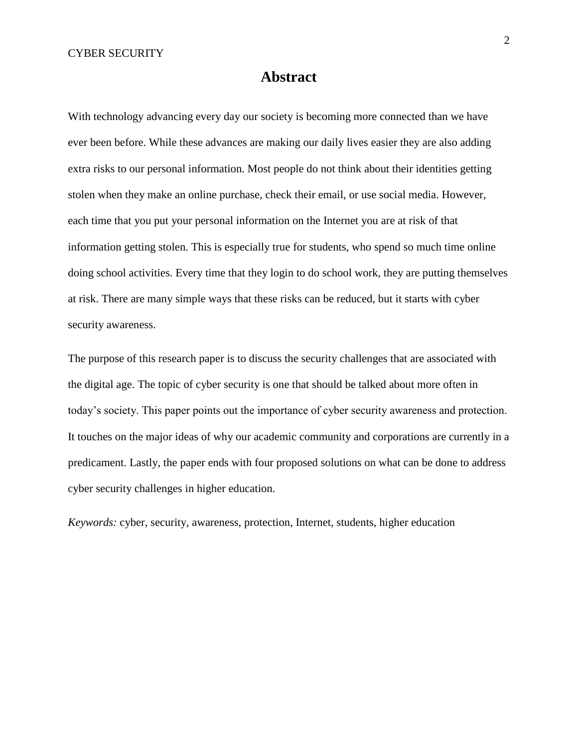# Abstract

With technology advancing every day our society is becoming more connected than we have ever been before. While these advances are making our daily lives easier they are also adding extra risks to our personal information. Most people do not think about their identities getting stolen when they make an online purchase, check their email, or use social media. However, each time that you put your personal information on the Internet you are at risk of that information getting stolen. This is especially true for students, who spend so much time online doing school activities. Every time that they login to do school work, they are putting themselves at risk. There are many simple ways that these risks can be reduced, but it starts with cyber security awareness.

The purpose of this research paper is to discuss the security challenges that are associated with the digital age. The topic of cyber security is one that should be talked about more often in today's society. This paper points out the importance of cyber security awareness and protection. It touches on the major ideas of why our academic community and corporations are currently in a predicament. Lastly, the paper ends with four proposed solutions on what can be done to address cyber security challenges in higher education.

*Keywords:* cyber, security, awareness, protection, Internet, students, higher education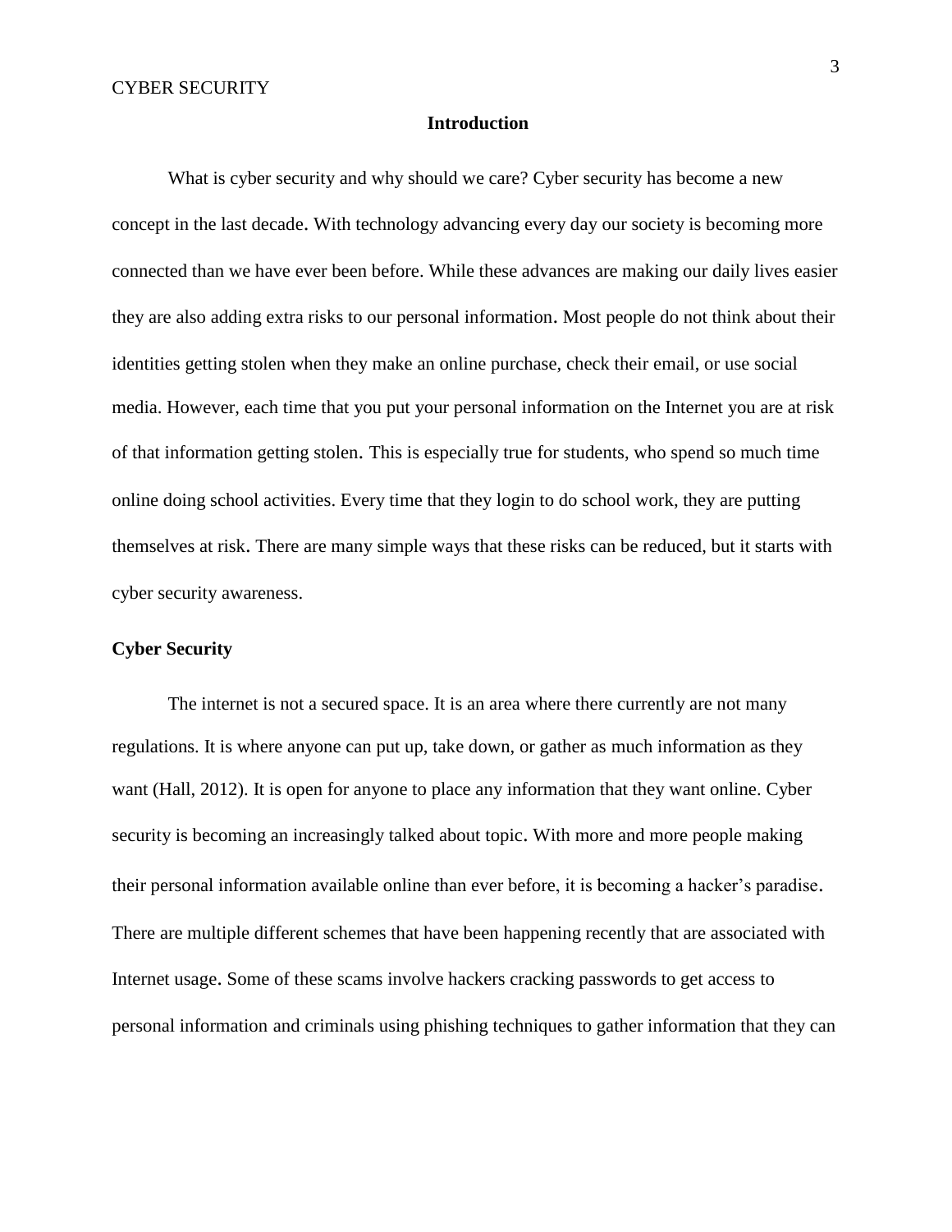## Introduction

What is cyber security and why should we care? Cyber security has become a new concept in the last decade. With technology advancing every day our society is becoming more connected than we have ever been before. While these advances are making our daily lives easier they are also adding extra risks to our personal information. Most people do not think about their identities getting stolen when they make an online purchase, check their email, or use social media. However, each time that you put your personal information on the Internet you are at risk of that information getting stolen. This is especially true for students, who spend so much time online doing school activities. Every time that they login to do school work, they are putting themselves at risk. There are many simple ways that these risks can be reduced, but it starts with cyber security awareness.

### Cyber Security

The internet is not a secured space. It is an area where there currently are not many regulations. It is where anyone can put up, take down, or gather as much information as they want (Hall, 2012). It is open for anyone to place any information that they want online. Cyber security is becoming an increasingly talked about topic. With more and more people making their personal information available online than ever before, it is becoming a hacker's paradise. There are multiple different schemes that have been happening recently that are associated with Internet usage. Some of these scams involve hackers cracking passwords to get access to personal information and criminals using phishing techniques to gather information that they can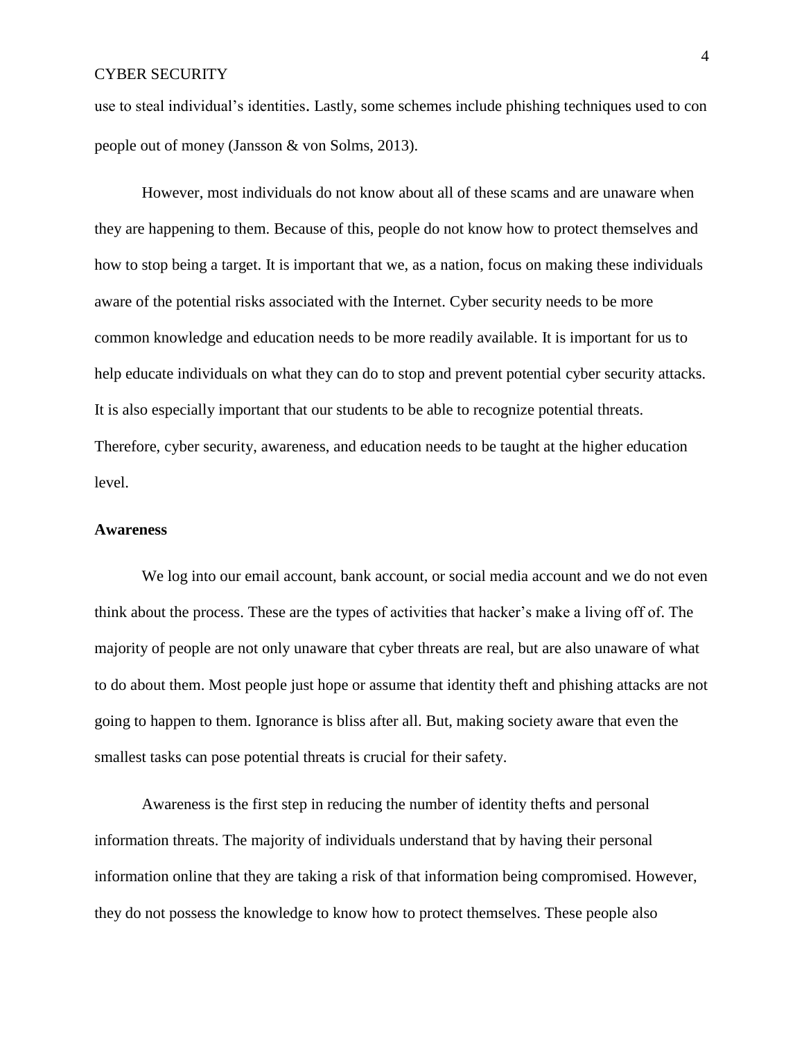use to steal individual's identities. Lastly, some schemes include phishing techniques used to con people out of money (Jansson & von Solms, 2013).

However, most individuals do not know about all of these scams and are unaware when they are happening to them. Because of this, people do not know how to protect themselves and how to stop being a target. It is important that we, as a nation, focus on making these individuals aware of the potential risks associated with the Internet. Cyber security needs to be more common knowledge and education needs to be more readily available. It is important for us to help educate individuals on what they can do to stop and prevent potential cyber security attacks. It is also especially important that our students to be able to recognize potential threats. Therefore, cyber security, awareness, and education needs to be taught at the higher education level.

**Awareness**

We log into our email account, bank account, or social media account and we do not even think about the process. These are the types of activities that hacker's make a living off of. The majority of people are not only unaware that cyber threats are real, but are also unaware of what to do about them. Most people just hope or assume that identity theft and phishing attacks are not going to happen to them. Ignorance is bliss after all. But, making society aware that even the smallest tasks can pose potential threats is crucial for their safety.

Awareness is the first step in reducing the number of identity thefts and personal information threats. The majority of individuals understand that by having their personal information online that they are taking a risk of that information being compromised. However, they do not possess the knowledge to know how to protect themselves. These people also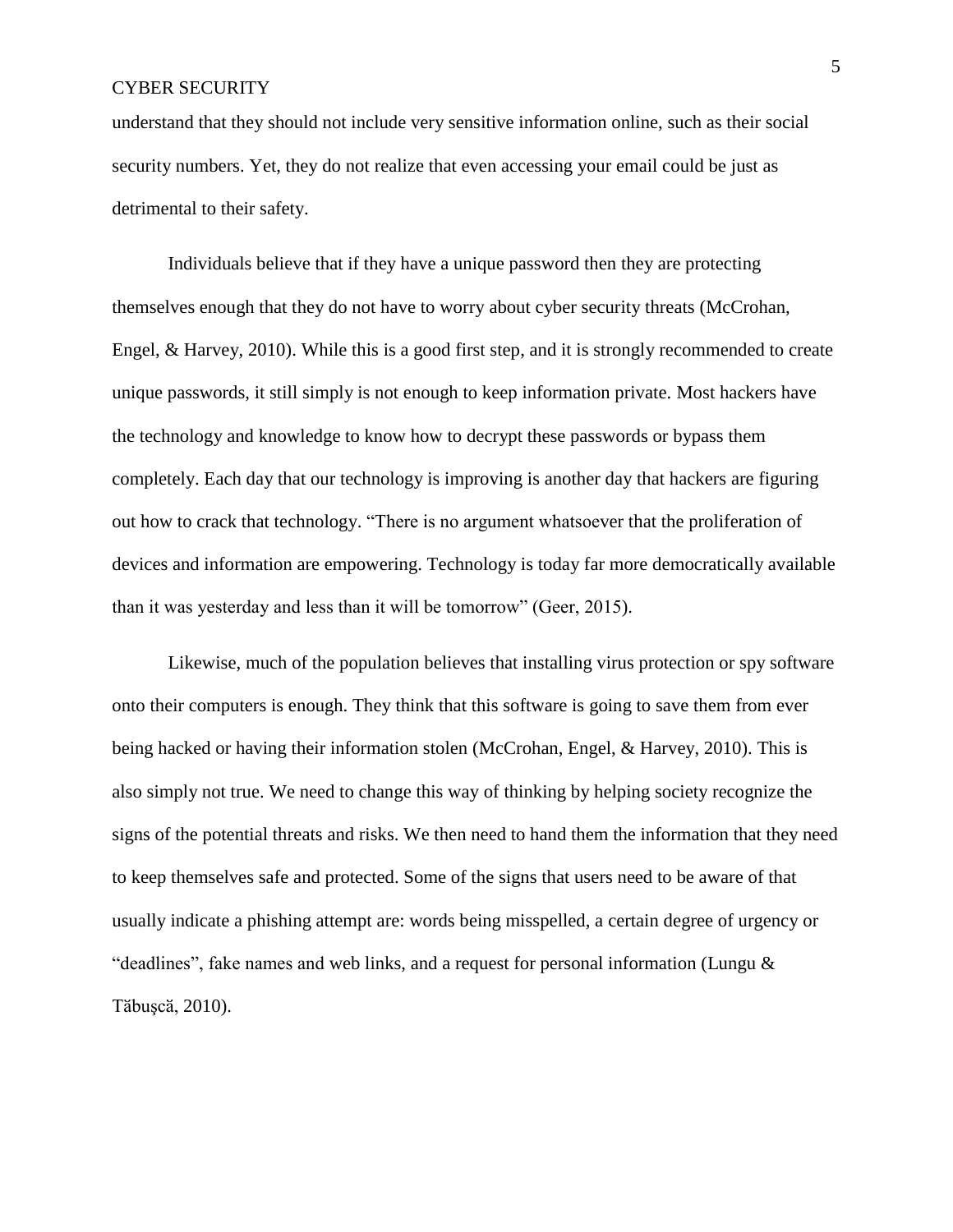understand that they should not include very sensitive information online, such as their social security numbers. Yet, they do not realize that even accessing your email could be just as detrimental to their safety.

Individuals believe that if they have a unique password then they are protecting themselves enough that they do not have to worry about cyber security threats (McCrohan, Engel, & Harvey, 2010). While this is a good first step, and it is strongly recommended to create unique passwords, it still simply is not enough to keep information private. Most hackers have the technology and knowledge to know how to decrypt these passwords or bypass them completely. Each day that our technology is improving is another day that hackers are figuring out how to crack that technology. “There is no argument whatsoever that the proliferation of devices and information are empowering. Technology is today far more democratically available than it was yesterday and less than it will be tomorrow” (Geer, 2015).

Likewise, much of the population believes that installing virus protection or spy software onto their computers is enough. They think that this software is going to save them from ever being hacked or having their information stolen (McCrohan, Engel, & Harvey, 2010). This is also simply not true. We need to change this way of thinking by helping society recognize the signs of the potential threats and risks. We then need to hand them the information that they need to keep themselves safe and protected. Some of the signs that users need to be aware of that usually indicate a phishing attempt are: words being misspelled, a certain degree of urgency or “deadlines”, fake names and web links, and a request for personal information (Lungu & Tăbuşcă, 2010).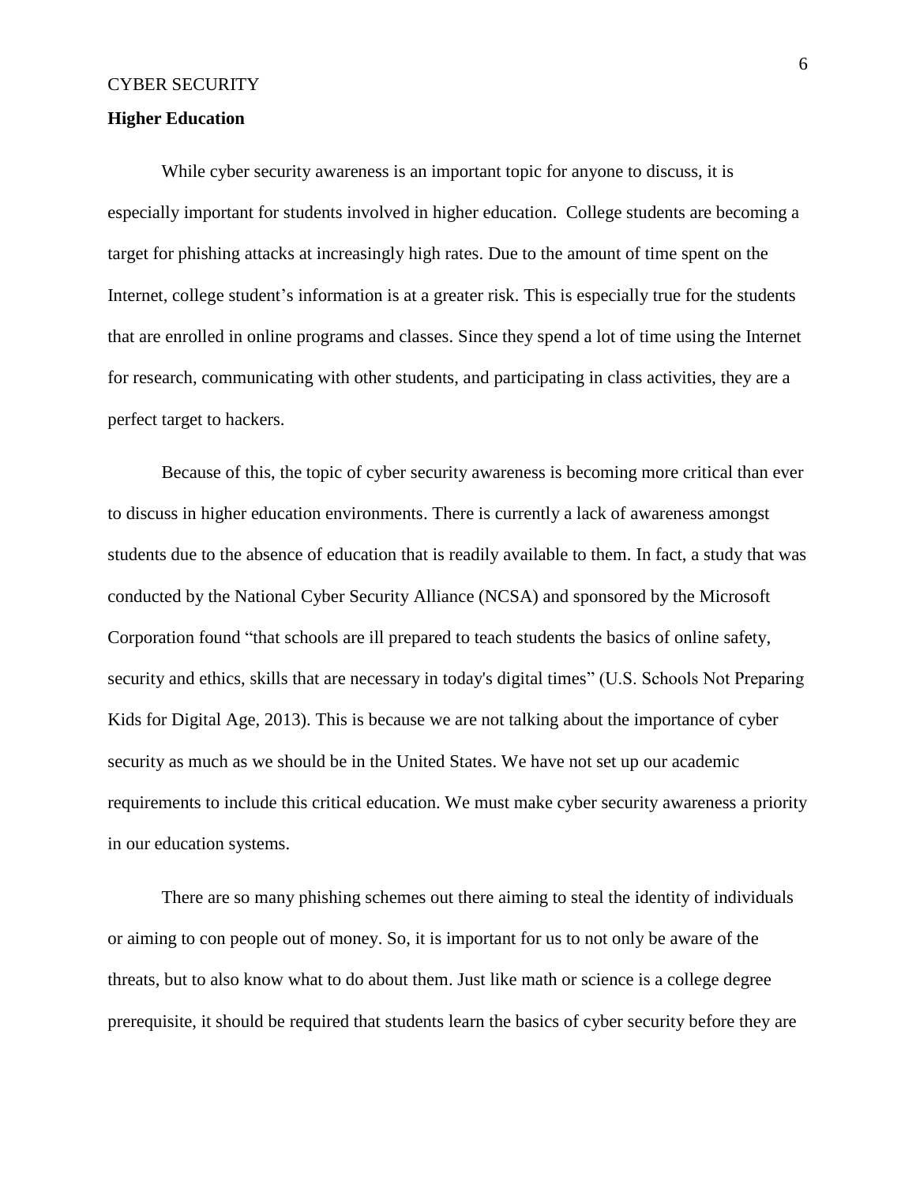## Higher Education

While cyber security awareness is an important topic for anyone to discuss, it is especially important for students involved in higher education.  College students are becoming a target for phishing attacks at increasingly high rates. Due to the amount of time spent on the Internet, college student's information is at a greater risk. This is especially true for the students that are enrolled in online programs and classes. Since they spend a lot of time using the Internet for research, communicating with other students, and participating in class activities, they are a perfect target to hackers.

Because of this, the topic of cyber security awareness is becoming more critical than ever to discuss in higher education environments. There is currently a lack of awareness amongst students due to the absence of education that is readily available to them. In fact, a study that was conducted by the National Cyber Security Alliance (NCSA) and sponsored by the Microsoft Corporation found "that schools are ill prepared to teach students the basics of online safety, security and ethics, skills that are necessary in today's digital times" (U.S. Schools Not Preparing Kids for Digital Age, 2013). This is because we are not talking about the importance of cyber security as much as we should be in the United States. We have not set up our academic requirements to include this critical education. We must make cyber security awareness a priority in our education systems.

There are so many phishing schemes out there aiming to steal the identity of individuals or aiming to con people out of money. So, it is important for us to not only be aware of the threats, but to also know what to do about them. Just like math or science is a college degree prerequisite, it should be required that students learn the basics of cyber security before they are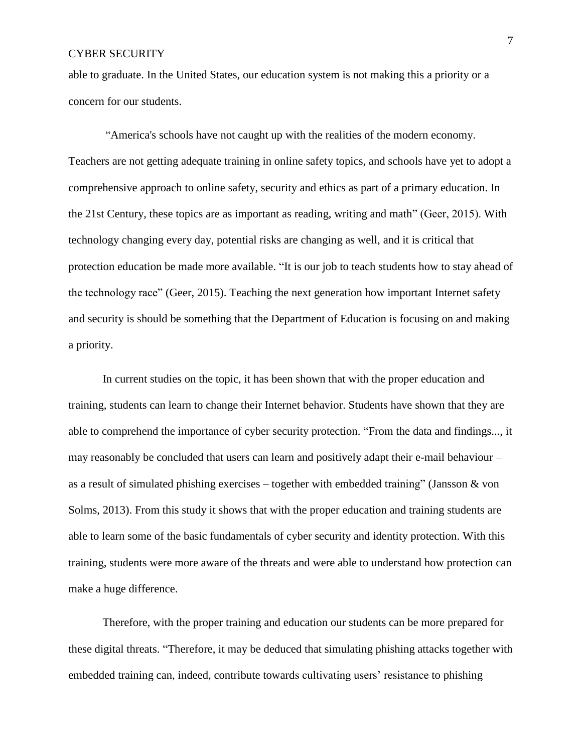able to graduate. In the United States, our education system is not making this a priority or a concern for our students.

"America's schools have not caught up with the realities of the modern economy. Teachers are not getting adequate training in online safety topics, and schools have yet to adopt a comprehensive approach to online safety, security and ethics as part of a primary education. In the 21st Century, these topics are as important as reading, writing and math" (Geer, 2015). With technology changing every day, potential risks are changing as well, and it is critical that protection education be made more available. "It is our job to teach students how to stay ahead of the technology race" (Geer, 2015). Teaching the next generation how important Internet safety and security is should be something that the Department of Education is focusing on and making a priority.

In current studies on the topic, it has been shown that with the proper education and training, students can learn to change their Internet behavior. Students have shown that they are able to comprehend the importance of cyber security protection. "From the data and findings..., it may reasonably be concluded that users can learn and positively adapt their e-mail behaviour – as a result of simulated phishing exercises – together with embedded training" (Jansson & von Solms, 2013). From this study it shows that with the proper education and training students are able to learn some of the basic fundamentals of cyber security and identity protection. With this training, students were more aware of the threats and were able to understand how protection can make a huge difference.

Therefore, with the proper training and education our students can be more prepared for these digital threats. "Therefore, it may be deduced that simulating phishing attacks together with embedded training can, indeed, contribute towards cultivating users' resistance to phishing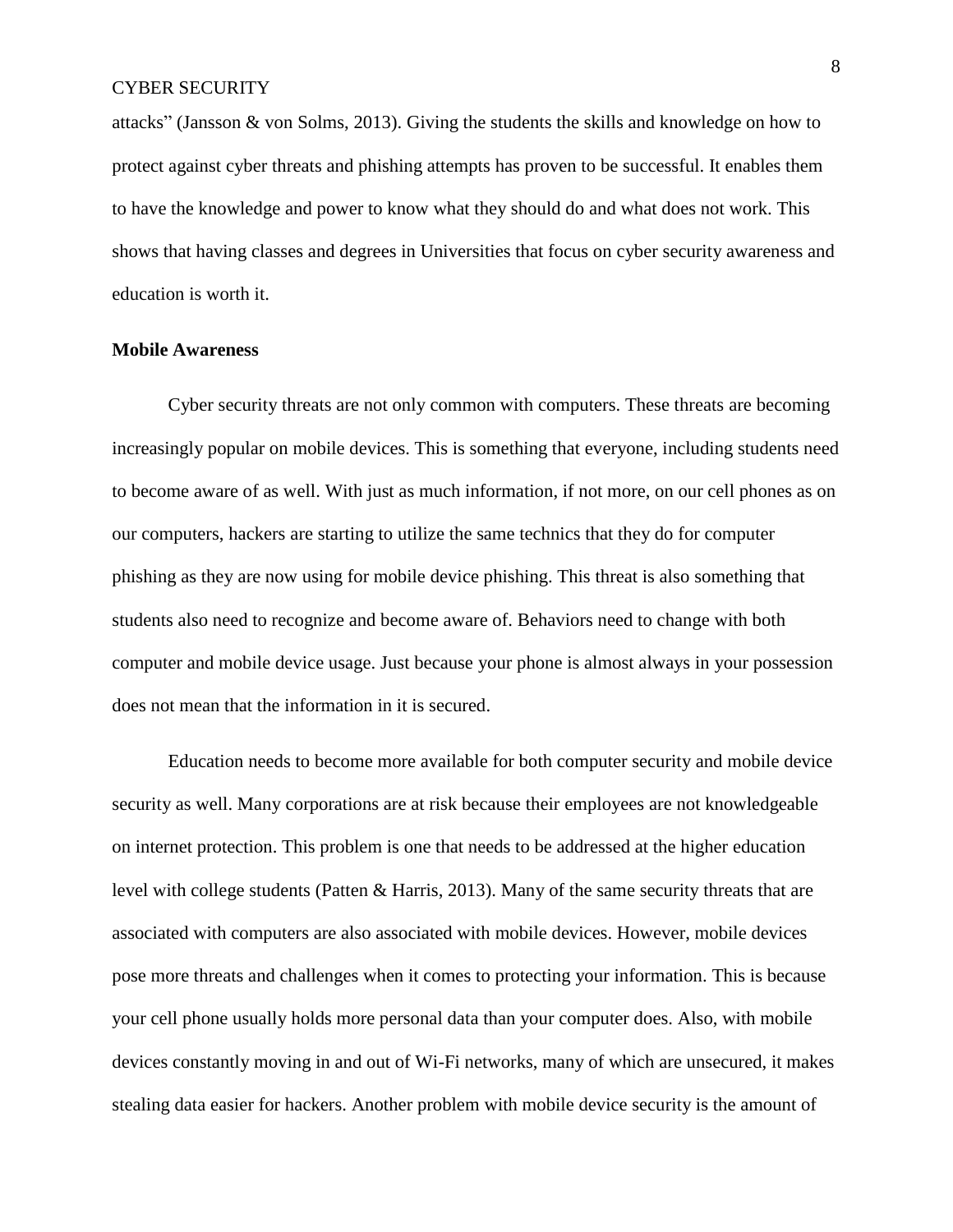attacks" (Jansson & von Solms, 2013). Giving the students the skills and knowledge on how to protect against cyber threats and phishing attempts has proven to be successful. It enables them to have the knowledge and power to know what they should do and what does not work. This shows that having classes and degrees in Universities that focus on cyber security awareness and education is worth it.

**Mobile Awareness**

Cyber security threats are not only common with computers. These threats are becoming increasingly popular on mobile devices. This is something that everyone, including students need to become aware of as well. With just as much information, if not more, on our cell phones as on our computers, hackers are starting to utilize the same technics that they do for computer phishing as they are now using for mobile device phishing. This threat is also something that students also need to recognize and become aware of. Behaviors need to change with both computer and mobile device usage. Just because your phone is almost always in your possession does not mean that the information in it is secured.

Education needs to become more available for both computer security and mobile device security as well. Many corporations are at risk because their employees are not knowledgeable on internet protection. This problem is one that needs to be addressed at the higher education level with college students (Patten & Harris, 2013). Many of the same security threats that are associated with computers are also associated with mobile devices. However, mobile devices pose more threats and challenges when it comes to protecting your information. This is because your cell phone usually holds more personal data than your computer does. Also, with mobile devices constantly moving in and out of Wi-Fi networks, many of which are unsecured, it makes stealing data easier for hackers. Another problem with mobile device security is the amount of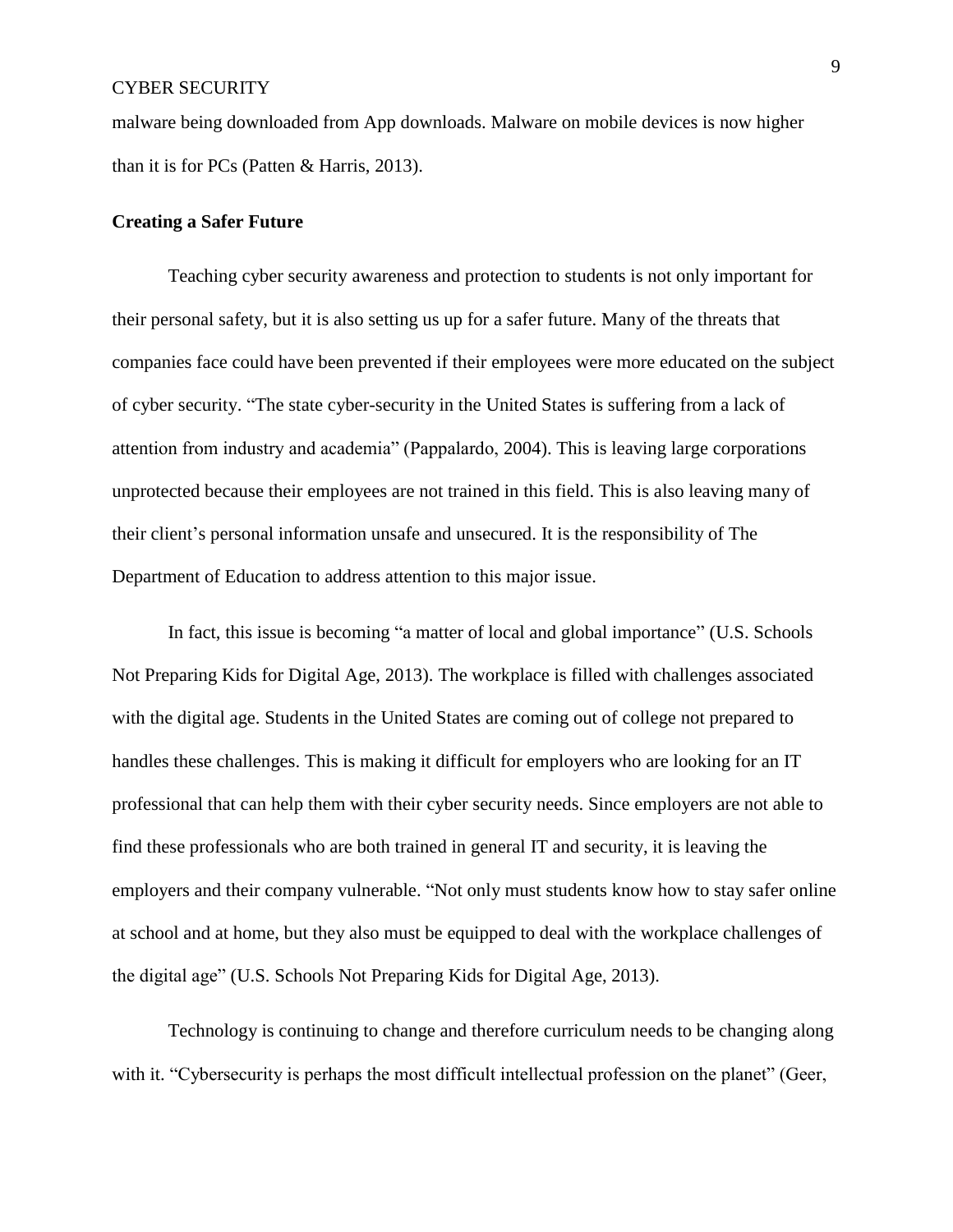malware being downloaded from App downloads. Malware on mobile devices is now higher than it is for PCs (Patten & Harris, 2013).

**Creating a Safer Future**

Teaching cyber security awareness and protection to students is not only important for their personal safety, but it is also setting us up for a safer future. Many of the threats that companies face could have been prevented if their employees were more educated on the subject of cyber security. “The state cyber-security in the United States is suffering from a lack of attention from industry and academia” (Pappalardo, 2004). This is leaving large corporations unprotected because their employees are not trained in this field. This is also leaving many of their client’s personal information unsafe and unsecured. It is the responsibility of The Department of Education to address attention to this major issue.

In fact, this issue is becoming “a matter of local and global importance” (U.S. Schools Not Preparing Kids for Digital Age, 2013). The workplace is filled with challenges associated with the digital age. Students in the United States are coming out of college not prepared to handles these challenges. This is making it difficult for employers who are looking for an IT professional that can help them with their cyber security needs. Since employers are not able to find these professionals who are both trained in general IT and security, it is leaving the employers and their company vulnerable. “Not only must students know how to stay safer online at school and at home, but they also must be equipped to deal with the workplace challenges of the digital age” (U.S. Schools Not Preparing Kids for Digital Age, 2013).

Technology is continuing to change and therefore curriculum needs to be changing along with it. “Cybersecurity is perhaps the most difficult intellectual profession on the planet” (Geer,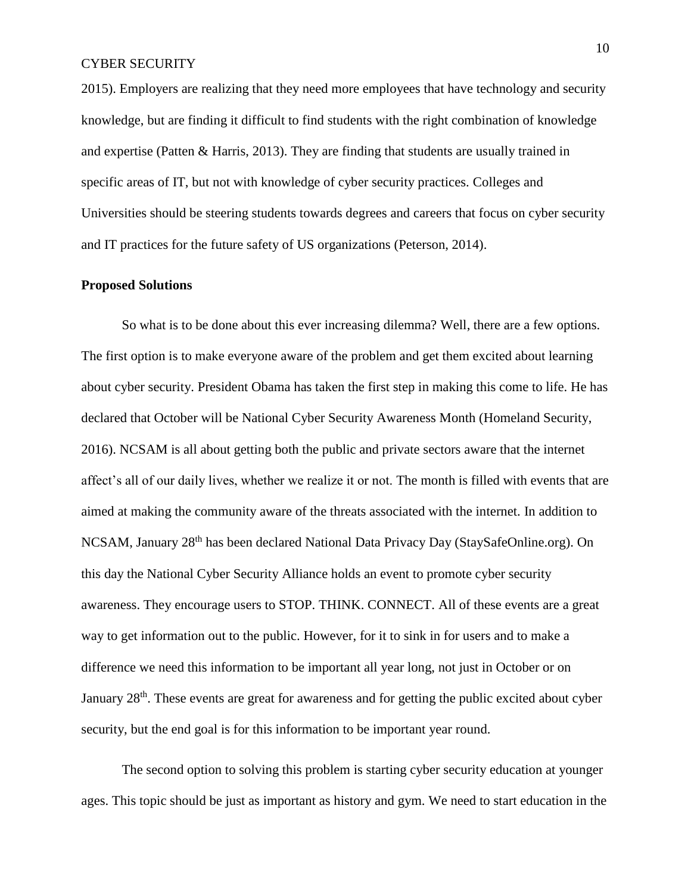2015). Employers are realizing that they need more employees that have technology and security knowledge, but are finding it difficult to find students with the right combination of knowledge and expertise (Patten & Harris, 2013). They are finding that students are usually trained in specific areas of IT, but not with knowledge of cyber security practices. Colleges and Universities should be steering students towards degrees and careers that focus on cyber security and IT practices for the future safety of US organizations (Peterson, 2014).

**Proposed Solutions**

So what is to be done about this ever increasing dilemma? Well, there are a few options. The first option is to make everyone aware of the problem and get them excited about learning about cyber security. President Obama has taken the first step in making this come to life. He has declared that October will be National Cyber Security Awareness Month (Homeland Security, 2016). NCSAM is all about getting both the public and private sectors aware that the internet affect's all of our daily lives, whether we realize it or not. The month is filled with events that are aimed at making the community aware of the threats associated with the internet. In addition to NCSAM, January 28th has been declared National Data Privacy Day (StaySafeOnline.org). On this day the National Cyber Security Alliance holds an event to promote cyber security awareness. They encourage users to STOP. THINK. CONNECT. All of these events are a great way to get information out to the public. However, for it to sink in for users and to make a difference we need this information to be important all year long, not just in October or on January 28th. These events are great for awareness and for getting the public excited about cyber security, but the end goal is for this information to be important year round.

The second option to solving this problem is starting cyber security education at younger ages. This topic should be just as important as history and gym. We need to start education in the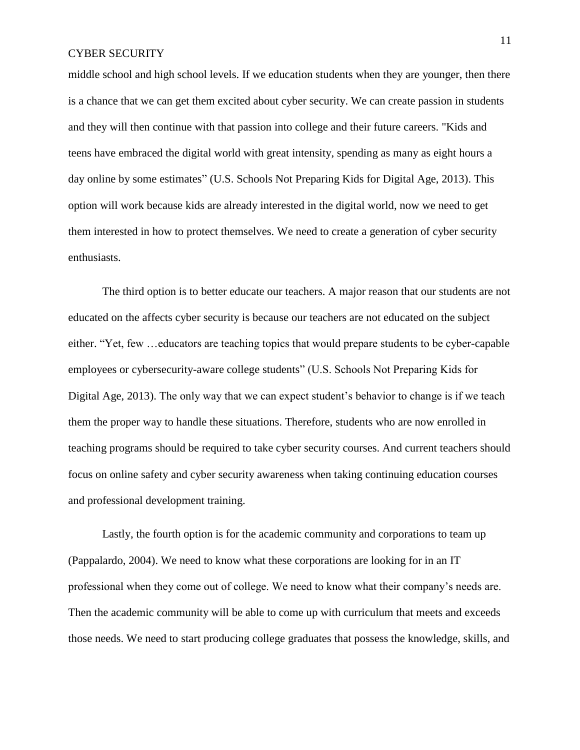middle school and high school levels. If we education students when they are younger, then there is a chance that we can get them excited about cyber security. We can create passion in students and they will then continue with that passion into college and their future careers. "Kids and teens have embraced the digital world with great intensity, spending as many as eight hours a day online by some estimates" (U.S. Schools Not Preparing Kids for Digital Age, 2013). This option will work because kids are already interested in the digital world, now we need to get them interested in how to protect themselves. We need to create a generation of cyber security enthusiasts.

The third option is to better educate our teachers. A major reason that our students are not educated on the affects cyber security is because our teachers are not educated on the subject either. "Yet, few …educators are teaching topics that would prepare students to be cyber-capable employees or cybersecurity-aware college students" (U.S. Schools Not Preparing Kids for Digital Age, 2013). The only way that we can expect student's behavior to change is if we teach them the proper way to handle these situations. Therefore, students who are now enrolled in teaching programs should be required to take cyber security courses. And current teachers should focus on online safety and cyber security awareness when taking continuing education courses and professional development training.

Lastly, the fourth option is for the academic community and corporations to team up (Pappalardo, 2004). We need to know what these corporations are looking for in an IT professional when they come out of college. We need to know what their company's needs are. Then the academic community will be able to come up with curriculum that meets and exceeds those needs. We need to start producing college graduates that possess the knowledge, skills, and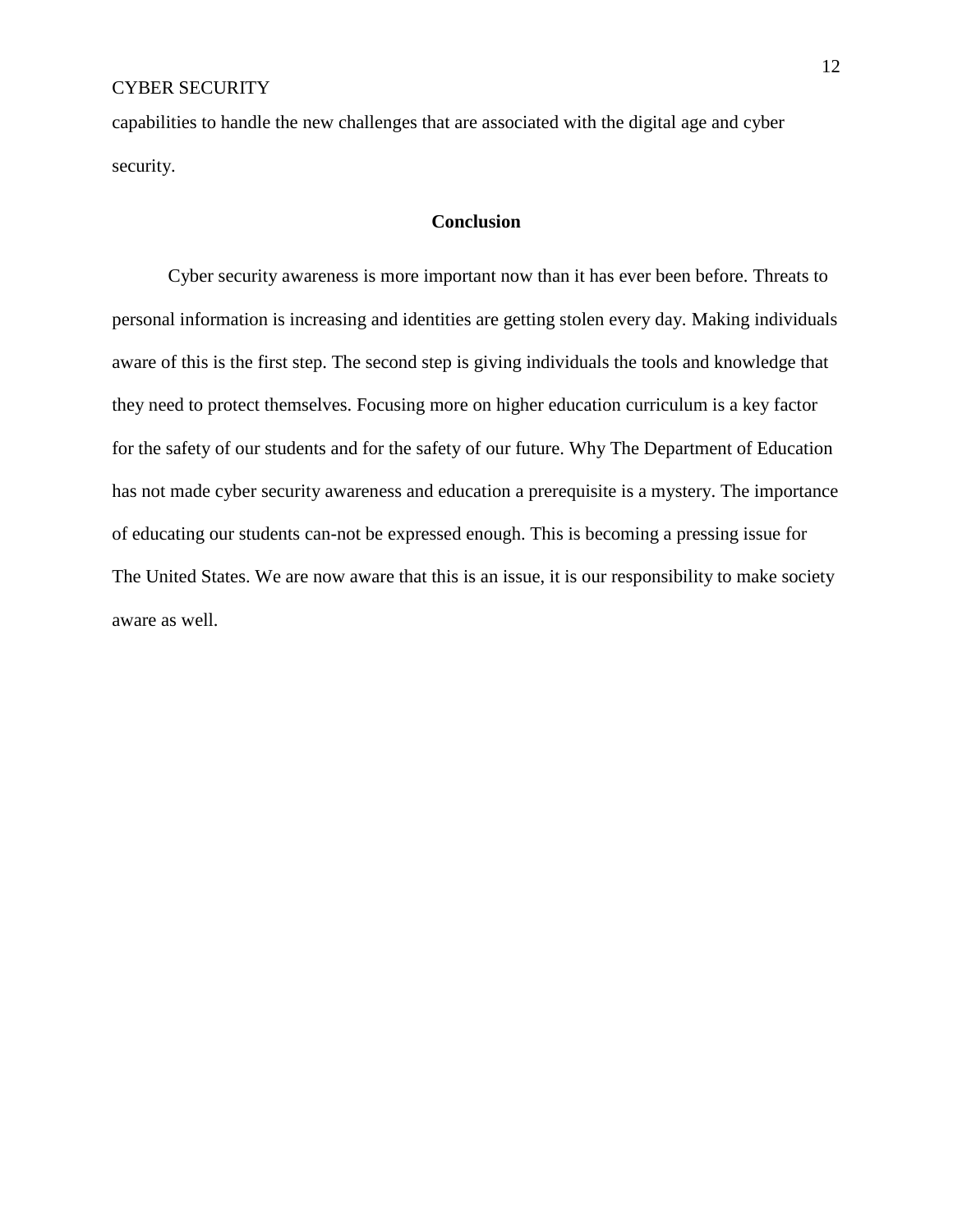capabilities to handle the new challenges that are associated with the digital age and cyber security.

## Conclusion

Cyber security awareness is more important now than it has ever been before. Threats to personal information is increasing and identities are getting stolen every day. Making individuals aware of this is the first step. The second step is giving individuals the tools and knowledge that they need to protect themselves. Focusing more on higher education curriculum is a key factor for the safety of our students and for the safety of our future. Why The Department of Education has not made cyber security awareness and education a prerequisite is a mystery. The importance of educating our students can-not be expressed enough. This is becoming a pressing issue for The United States. We are now aware that this is an issue, it is our responsibility to make society aware as well.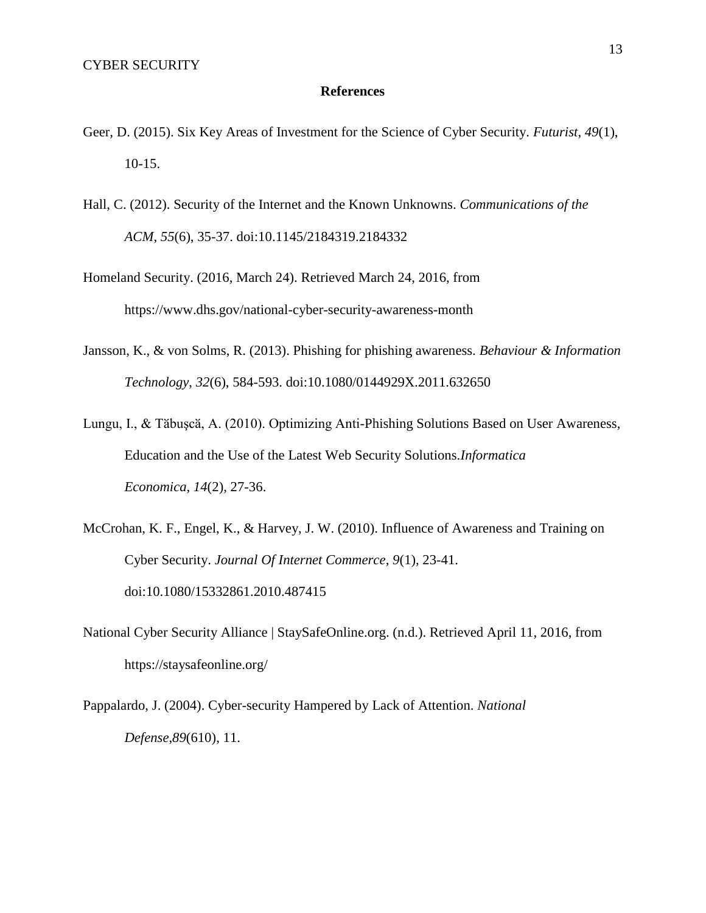**References**

Geer, D. (2015). Six Key Areas of Investment for the Science of Cyber Security. *Futurist*, *49*(1), 10-15.

Hall, C. (2012). Security of the Internet and the Known Unknowns. *Communications of the ACM*, *55*(6), 35-37. doi:10.1145/2184319.2184332

Homeland Security. (2016, March 24). Retrieved March 24, 2016, from https://www.dhs.gov/national-cyber-security-awareness-month

Jansson, K., & von Solms, R. (2013). Phishing for phishing awareness. *Behaviour & Information Technology*, *32*(6), 584-593. doi:10.1080/0144929X.2011.632650

Lungu, I., & Tăbuşcă, A. (2010). Optimizing Anti-Phishing Solutions Based on User Awareness, Education and the Use of the Latest Web Security Solutions.*Informatica Economica*, *14*(2), 27-36.

McCrohan, K. F., Engel, K., & Harvey, J. W. (2010). Influence of Awareness and Training on Cyber Security. *Journal Of Internet Commerce*, *9*(1), 23-41. doi:10.1080/15332861.2010.487415

National Cyber Security Alliance | StaySafeOnline.org. (n.d.). Retrieved April 11, 2016, from https://staysafeonline.org/

Pappalardo, J. (2004). Cyber-security Hampered by Lack of Attention. *National Defense*,*89*(610), 11.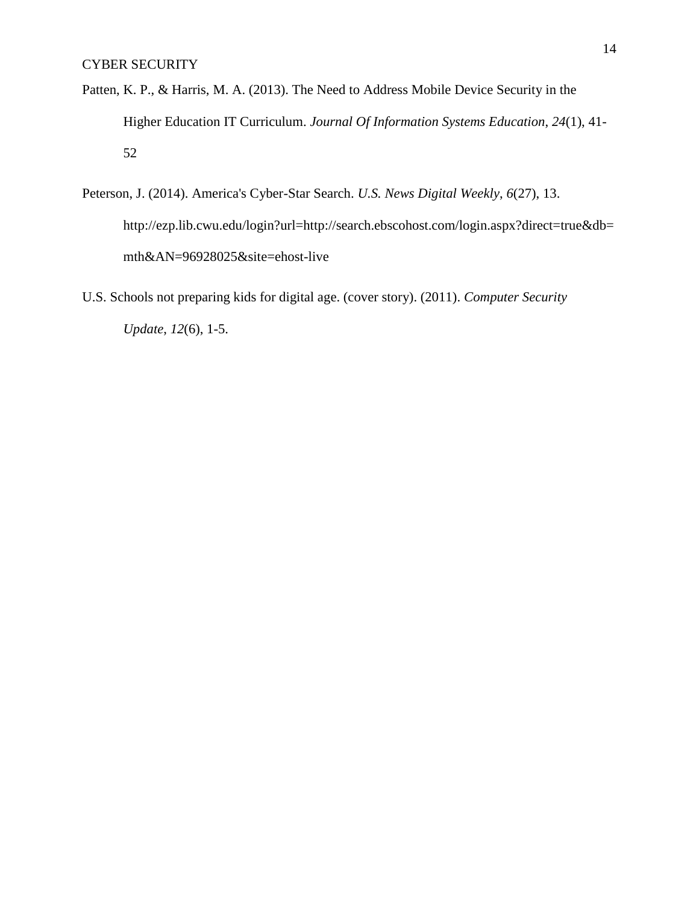Patten, K. P., & Harris, M. A. (2013). The Need to Address Mobile Device Security in the Higher Education IT Curriculum. *Journal Of Information Systems Education*, *24*(1), 41-52

Peterson, J. (2014). America's Cyber-Star Search. *U.S. News Digital Weekly*, *6*(27), 13. http://ezp.lib.cwu.edu/login?url=http://search.ebscohost.com/login.aspx?direct=true&db=mth&AN=96928025&site=ehost-live

U.S. Schools not preparing kids for digital age. (cover story). (2011). *Computer Security Update*, *12*(6), 1-5.